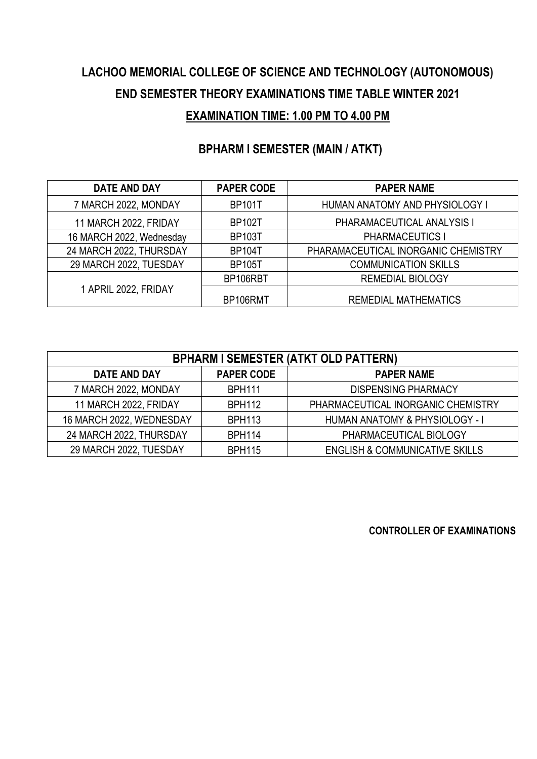# LACHOO MEMORIAL COLLEGE OF SCIENCE AND TECHNOLOGY (AUTONOMOUS)

## END SEMESTER THEORY EXAMINATIONS TIME TABLE WINTER 2021

## EXAMINATION TIME: 1.00 PM TO 4.00 PM

### BPHARM I SEMESTER (MAIN / ATKT)

| DATE AND DAY | PAPER CODE | PAPER NAME |
|---|---|---|
| 7 MARCH 2022, MONDAY | BP101T | HUMAN ANATOMY AND PHYSIOLOGY I |
| 11 MARCH 2022, FRIDAY | BP102T | PHARAMACEUTICAL ANALYSIS I |
| 16 MARCH 2022, Wednesday | BP103T | PHARMACEUTICS I |
| 24 MARCH 2022, THURSDAY | BP104T | PHARAMACEUTICAL INORGANIC CHEMISTRY |
| 29 MARCH 2022, TUESDAY | BP105T | COMMUNICATION SKILLS |
| 1 APRIL 2022, FRIDAY | BP106RBT | REMEDIAL BIOLOGY |
| | BP106RMT | REMEDIAL MATHEMATICS |

| BPHARM I SEMESTER (ATKT OLD PATTERN) | | |
|---|---|---|
| **DATE AND DAY** | **PAPER CODE** | **PAPER NAME** |
| 7 MARCH 2022, MONDAY | BPH111 | DISPENSING PHARMACY |
| 11 MARCH 2022, FRIDAY | BPH112 | PHARMACEUTICAL INORGANIC CHEMISTRY |
| 16 MARCH 2022, WEDNESDAY | BPH113 | HUMAN ANATOMY & PHYSIOLOGY - I |
| 24 MARCH 2022, THURSDAY | BPH114 | PHARMACEUTICAL BIOLOGY |
| 29 MARCH 2022, TUESDAY | BPH115 | ENGLISH & COMMUNICATIVE SKILLS |

**CONTROLLER OF EXAMINATIONS**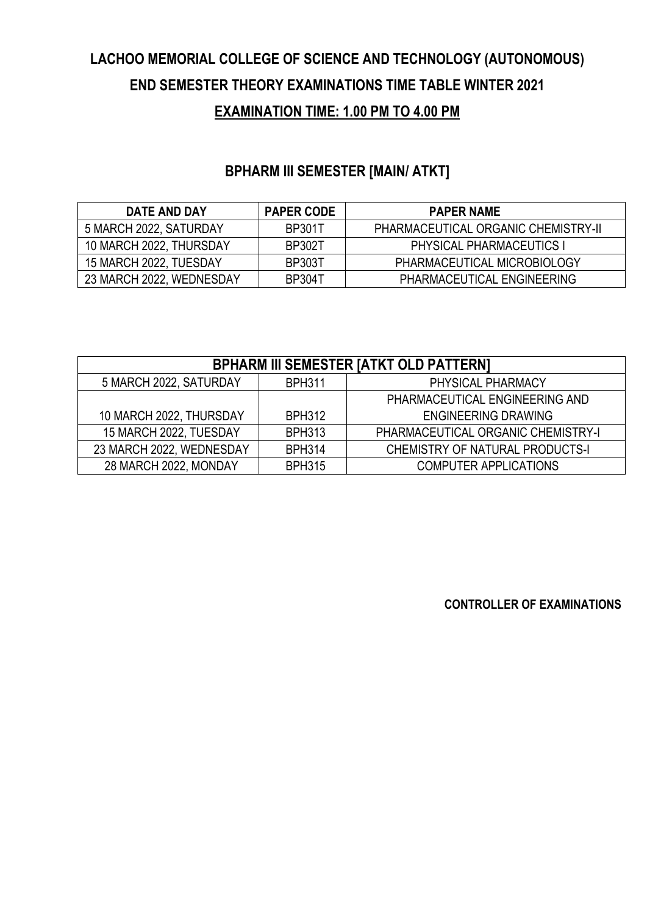# LACHOO MEMORIAL COLLEGE OF SCIENCE AND TECHNOLOGY (AUTONOMOUS)

## END SEMESTER THEORY EXAMINATIONS TIME TABLE WINTER 2021

## EXAMINATION TIME: 1.00 PM TO 4.00 PM

### BPHARM III SEMESTER [MAIN/ ATKT]

| DATE AND DAY | PAPER CODE | PAPER NAME |
|---|---|---|
| 5 MARCH 2022, SATURDAY | BP301T | PHARMACEUTICAL ORGANIC CHEMISTRY-II |
| 10 MARCH 2022, THURSDAY | BP302T | PHYSICAL PHARMACEUTICS I |
| 15 MARCH 2022, TUESDAY | BP303T | PHARMACEUTICAL MICROBIOLOGY |
| 23 MARCH 2022, WEDNESDAY | BP304T | PHARMACEUTICAL ENGINEERING |

| BPHARM III SEMESTER [ATKT OLD PATTERN] | | |
|---|---|---|
| 5 MARCH 2022, SATURDAY | BPH311 | PHYSICAL PHARMACY |
| 10 MARCH 2022, THURSDAY | BPH312 | PHARMACEUTICAL ENGINEERING AND ENGINEERING DRAWING |
| 15 MARCH 2022, TUESDAY | BPH313 | PHARMACEUTICAL ORGANIC CHEMISTRY-I |
| 23 MARCH 2022, WEDNESDAY | BPH314 | CHEMISTRY OF NATURAL PRODUCTS-I |
| 28 MARCH 2022, MONDAY | BPH315 | COMPUTER APPLICATIONS |

**CONTROLLER OF EXAMINATIONS**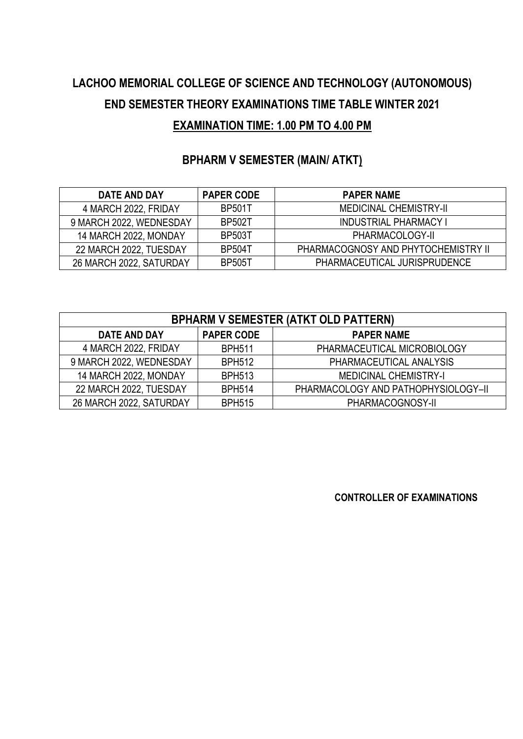# LACHOO MEMORIAL COLLEGE OF SCIENCE AND TECHNOLOGY (AUTONOMOUS)

## END SEMESTER THEORY EXAMINATIONS TIME TABLE WINTER 2021

## EXAMINATION TIME: 1.00 PM TO 4.00 PM

### BPHARM V SEMESTER (MAIN/ ATKT)

| DATE AND DAY | PAPER CODE | PAPER NAME |
|---|---|---|
| 4 MARCH 2022, FRIDAY | BP501T | MEDICINAL CHEMISTRY-II |
| 9 MARCH 2022, WEDNESDAY | BP502T | INDUSTRIAL PHARMACY I |
| 14 MARCH 2022, MONDAY | BP503T | PHARMACOLOGY-II |
| 22 MARCH 2022, TUESDAY | BP504T | PHARMACOGNOSY AND PHYTOCHEMISTRY II |
| 26 MARCH 2022, SATURDAY | BP505T | PHARMACEUTICAL JURISPRUDENCE |

| BPHARM V SEMESTER (ATKT OLD PATTERN) | | |
|---|---|---|
| **DATE AND DAY** | **PAPER CODE** | **PAPER NAME** |
| 4 MARCH 2022, FRIDAY | BPH511 | PHARMACEUTICAL MICROBIOLOGY |
| 9 MARCH 2022, WEDNESDAY | BPH512 | PHARMACEUTICAL ANALYSIS |
| 14 MARCH 2022, MONDAY | BPH513 | MEDICINAL CHEMISTRY-I |
| 22 MARCH 2022, TUESDAY | BPH514 | PHARMACOLOGY AND PATHOPHYSIOLOGY–II |
| 26 MARCH 2022, SATURDAY | BPH515 | PHARMACOGNOSY-II |

**CONTROLLER OF EXAMINATIONS**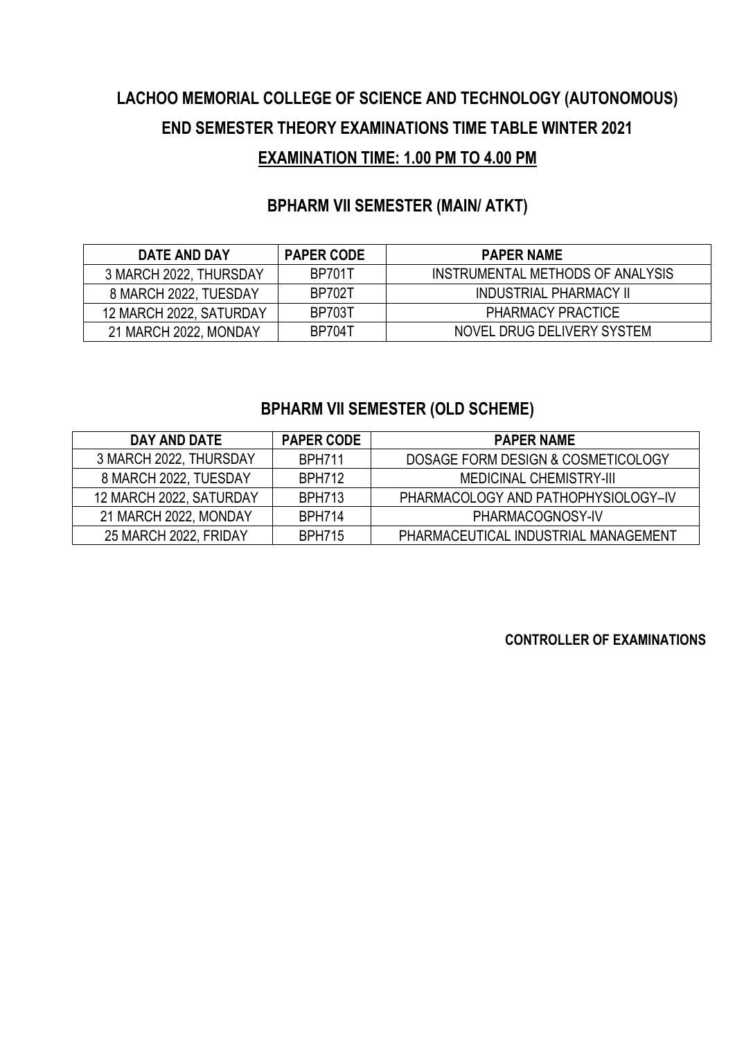# LACHOO MEMORIAL COLLEGE OF SCIENCE AND TECHNOLOGY (AUTONOMOUS)

## END SEMESTER THEORY EXAMINATIONS TIME TABLE WINTER 2021

## EXAMINATION TIME: 1.00 PM TO 4.00 PM

### BPHARM VII SEMESTER (MAIN/ ATKT)

| DATE AND DAY | PAPER CODE | PAPER NAME |
| --- | --- | --- |
| 3 MARCH 2022, THURSDAY | BP701T | INSTRUMENTAL METHODS OF ANALYSIS |
| 8 MARCH 2022, TUESDAY | BP702T | INDUSTRIAL PHARMACY II |
| 12 MARCH 2022, SATURDAY | BP703T | PHARMACY PRACTICE |
| 21 MARCH 2022, MONDAY | BP704T | NOVEL DRUG DELIVERY SYSTEM |

### BPHARM VII SEMESTER (OLD SCHEME)

| DAY AND DATE | PAPER CODE | PAPER NAME |
| --- | --- | --- |
| 3 MARCH 2022, THURSDAY | BPH711 | DOSAGE FORM DESIGN & COSMETICOLOGY |
| 8 MARCH 2022, TUESDAY | BPH712 | MEDICINAL CHEMISTRY-III |
| 12 MARCH 2022, SATURDAY | BPH713 | PHARMACOLOGY AND PATHOPHYSIOLOGY–IV |
| 21 MARCH 2022, MONDAY | BPH714 | PHARMACOGNOSY-IV |
| 25 MARCH 2022, FRIDAY | BPH715 | PHARMACEUTICAL INDUSTRIAL MANAGEMENT |

**CONTROLLER OF EXAMINATIONS**